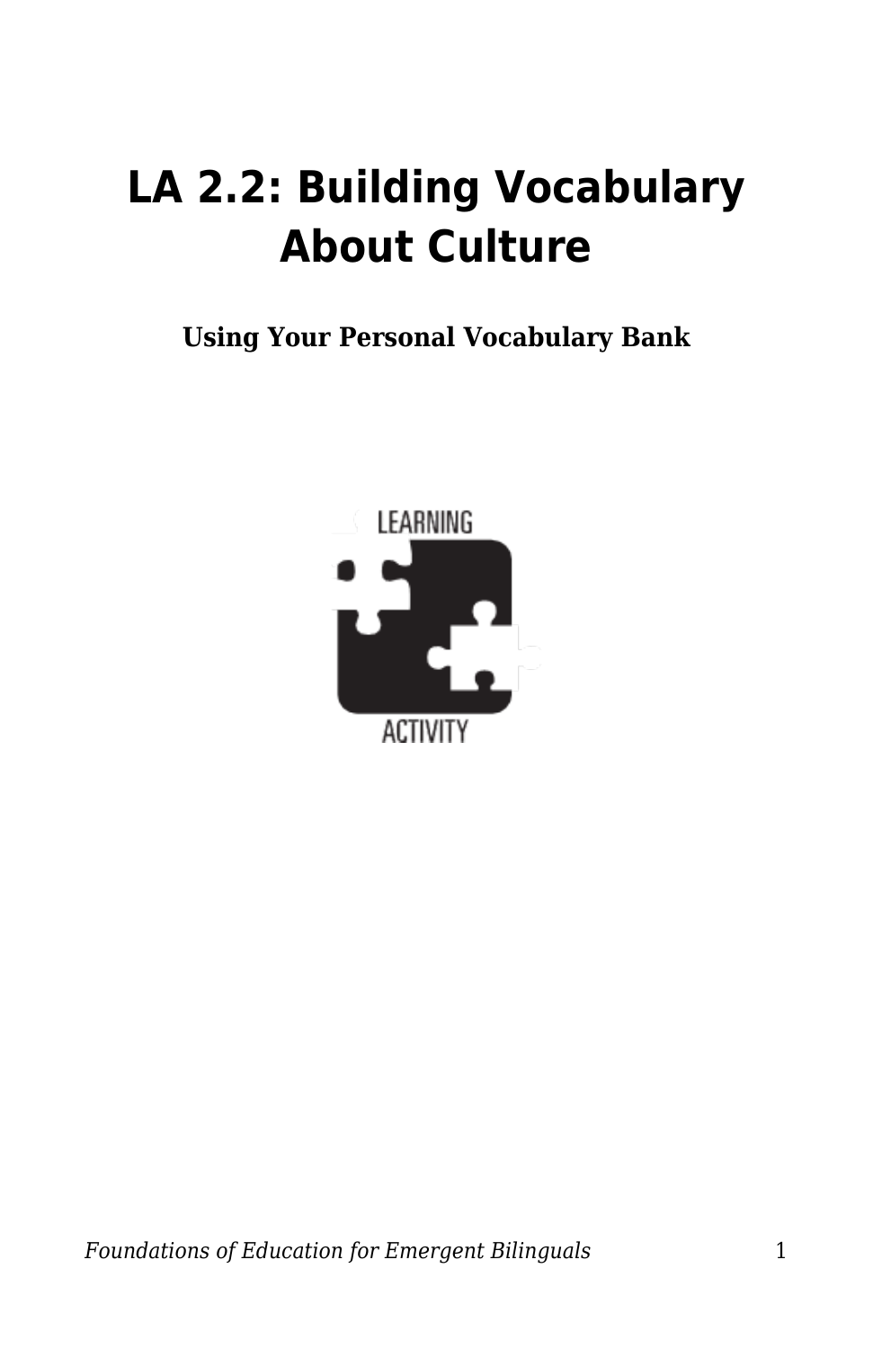# LA 2.2: Building Vocabulary About Culture

**Using Your Personal Vocabulary Bank**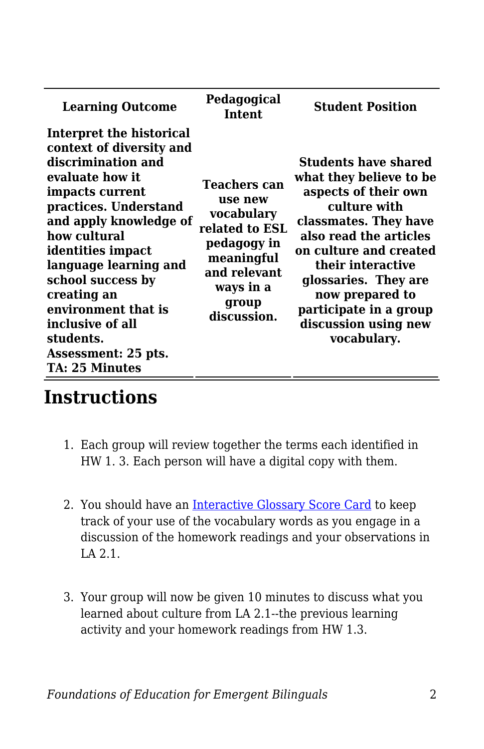| Learning Outcome | Pedagogical Intent | Student Position |
|---|---|---|
| **Interpret the historical context of diversity and discrimination and evaluate how it impacts current practices. Understand and apply knowledge of how cultural identities impact language learning and school success by creating an environment that is inclusive of all students. Assessment: 25 pts. TA: 25 Minutes** | **Teachers can use new vocabulary related to ESL pedagogy in meaningful and relevant ways in a group discussion.** | **Students have shared what they believe to be aspects of their own culture with classmates. They have also read the articles on culture and created their interactive glossaries. They are now prepared to participate in a group discussion using new vocabulary.** |

## Instructions

1. Each group will review together the terms each identified in HW 1. 3. Each person will have a digital copy with them.

2. You should have an [Interactive Glossary Score Card] to keep track of your use of the vocabulary words as you engage in a discussion of the homework readings and your observations in LA 2.1.

3. Your group will now be given 10 minutes to discuss what you learned about culture from LA 2.1--the previous learning activity and your homework readings from HW 1.3.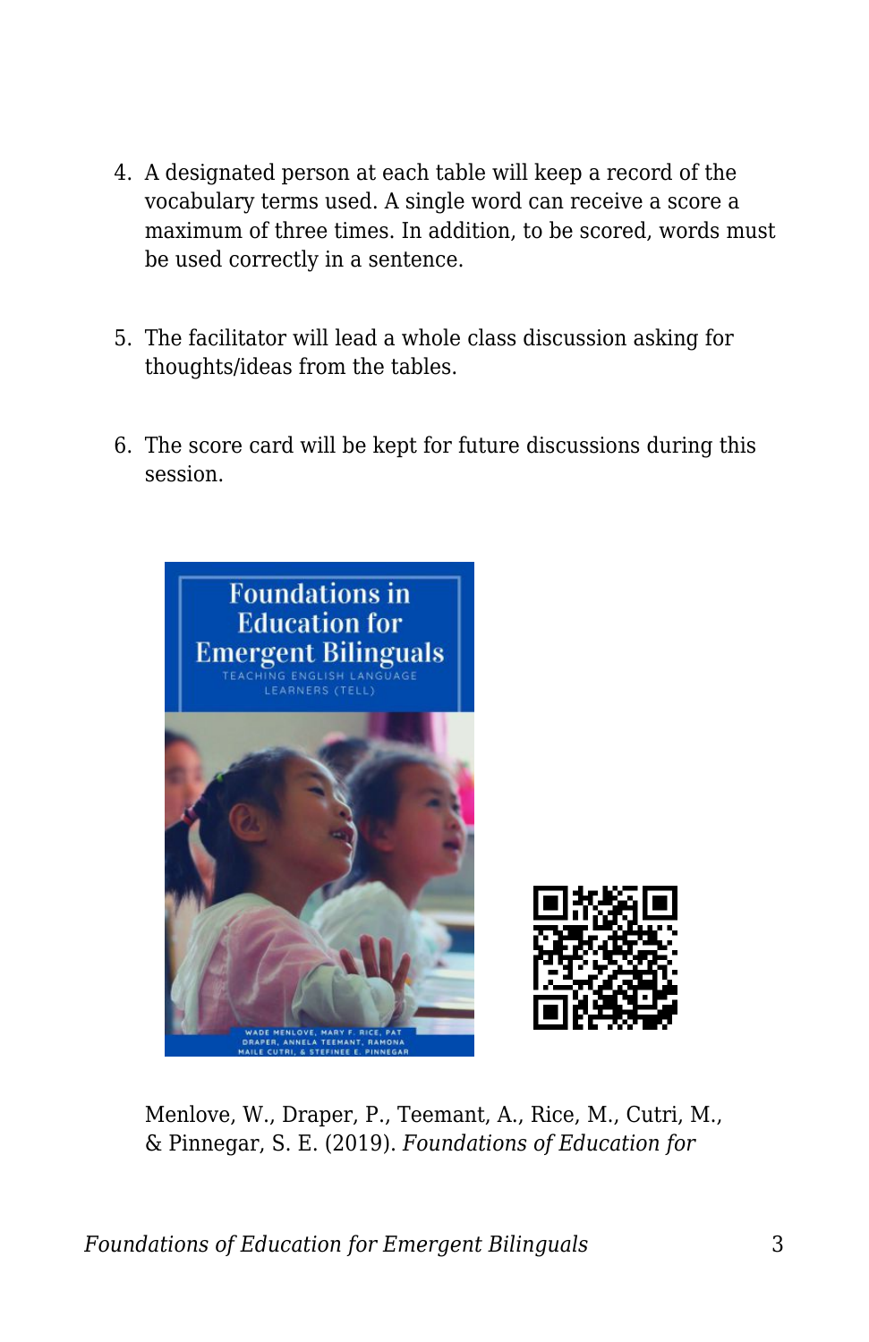4. A designated person at each table will keep a record of the vocabulary terms used. A single word can receive a score a maximum of three times. In addition, to be scored, words must be used correctly in a sentence.

5. The facilitator will lead a whole class discussion asking for thoughts/ideas from the tables.

6. The score card will be kept for future discussions during this session.

Menlove, W., Draper, P., Teemant, A., Rice, M., Cutri, M., & Pinnegar, S. E. (2019). *Foundations of Education for*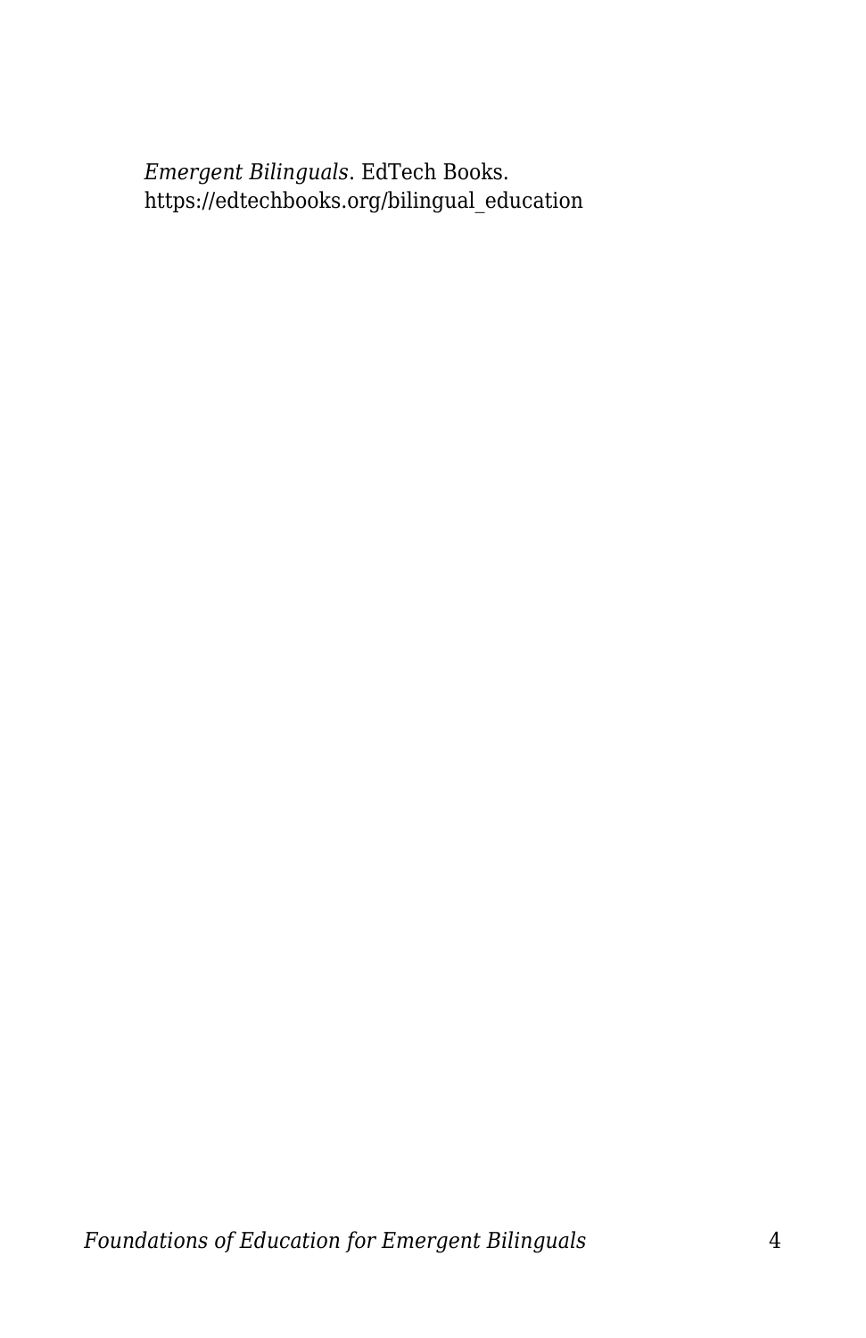*Emergent Bilinguals*. EdTech Books. https://edtechbooks.org/bilingual_education